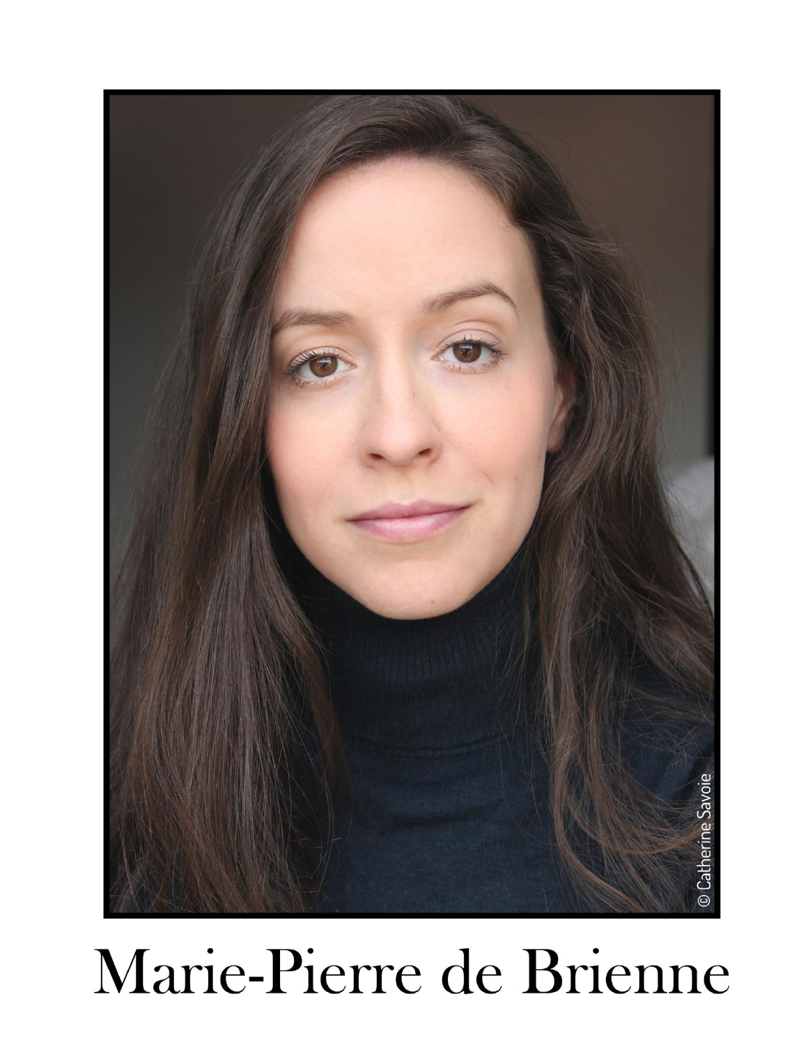© Catherine Savoie

# Marie-Pierre de Brienne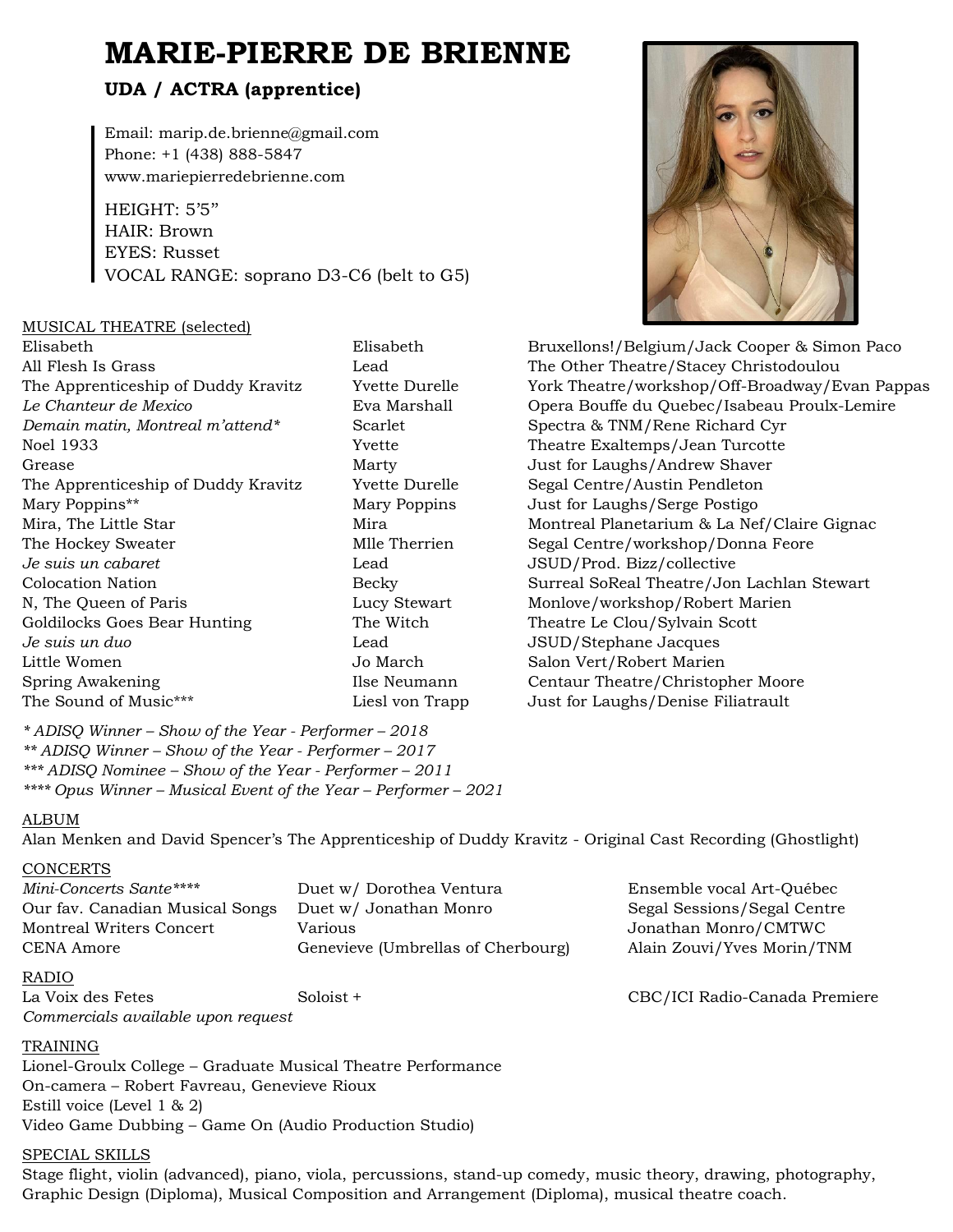# MARIE-PIERRE DE BRIENNE

**UDA / ACTRA (apprentice)**

Email: marip.de.brienne@gmail.com
Phone: +1 (438) 888-5847
www.mariepierredebrienne.com

HEIGHT: 5'5"
HAIR: Brown
EYES: Russet
VOCAL RANGE: soprano D3-C6 (belt to G5)

## MUSICAL THEATRE (selected)

| | | |
|---|---|---|
| Elisabeth | Elisabeth | Bruxellons!/Belgium/Jack Cooper & Simon Paco |
| All Flesh Is Grass | Lead | The Other Theatre/Stacey Christodoulou |
| The Apprenticeship of Duddy Kravitz | Yvette Durelle | York Theatre/workshop/Off-Broadway/Evan Pappas |
| *Le Chanteur de Mexico* | Eva Marshall | Opera Bouffe du Quebec/Isabeau Proulx-Lemire |
| *Demain matin, Montreal m'attend** | Scarlet | Spectra & TNM/Rene Richard Cyr |
| Noel 1933 | Yvette | Theatre Exaltemps/Jean Turcotte |
| Grease | Marty | Just for Laughs/Andrew Shaver |
| The Apprenticeship of Duddy Kravitz | Yvette Durelle | Segal Centre/Austin Pendleton |
| Mary Poppins** | Mary Poppins | Just for Laughs/Serge Postigo |
| Mira, The Little Star | Mira | Montreal Planetarium & La Nef/Claire Gignac |
| The Hockey Sweater | Mlle Therrien | Segal Centre/workshop/Donna Feore |
| *Je suis un cabaret* | Lead | JSUD/Prod. Bizz/collective |
| Colocation Nation | Becky | Surreal SoReal Theatre/Jon Lachlan Stewart |
| N, The Queen of Paris | Lucy Stewart | Monlove/workshop/Robert Marien |
| Goldilocks Goes Bear Hunting | The Witch | Theatre Le Clou/Sylvain Scott |
| *Je suis un duo* | Lead | JSUD/Stephane Jacques |
| Little Women | Jo March | Salon Vert/Robert Marien |
| Spring Awakening | Ilse Neumann | Centaur Theatre/Christopher Moore |
| The Sound of Music*** | Liesl von Trapp | Just for Laughs/Denise Filiatrault |

*\* ADISQ Winner – Show of the Year - Performer – 2018*
*\*\* ADISQ Winner – Show of the Year - Performer – 2017*
*\*\*\* ADISQ Nominee – Show of the Year - Performer – 2011*
*\*\*\*\* Opus Winner – Musical Event of the Year – Performer – 2021*

## ALBUM

Alan Menken and David Spencer's The Apprenticeship of Duddy Kravitz - Original Cast Recording (Ghostlight)

## CONCERTS

| | | |
|---|---|---|
| *Mini-Concerts Sante**** | Duet w/ Dorothea Ventura | Ensemble vocal Art-Québec |
| Our fav. Canadian Musical Songs | Duet w/ Jonathan Monro | Segal Sessions/Segal Centre |
| Montreal Writers Concert | Various | Jonathan Monro/CMTWC |
| CENA Amore | Genevieve (Umbrellas of Cherbourg) | Alain Zouvi/Yves Morin/TNM |

## RADIO

| | | |
|---|---|---|
| La Voix des Fetes | Soloist + | CBC/ICI Radio-Canada Premiere |

*Commercials available upon request*

## TRAINING

Lionel-Groulx College – Graduate Musical Theatre Performance
On-camera – Robert Favreau, Genevieve Rioux
Estill voice (Level 1 & 2)
Video Game Dubbing – Game On (Audio Production Studio)

## SPECIAL SKILLS

Stage flight, violin (advanced), piano, viola, percussions, stand-up comedy, music theory, drawing, photography, Graphic Design (Diploma), Musical Composition and Arrangement (Diploma), musical theatre coach.